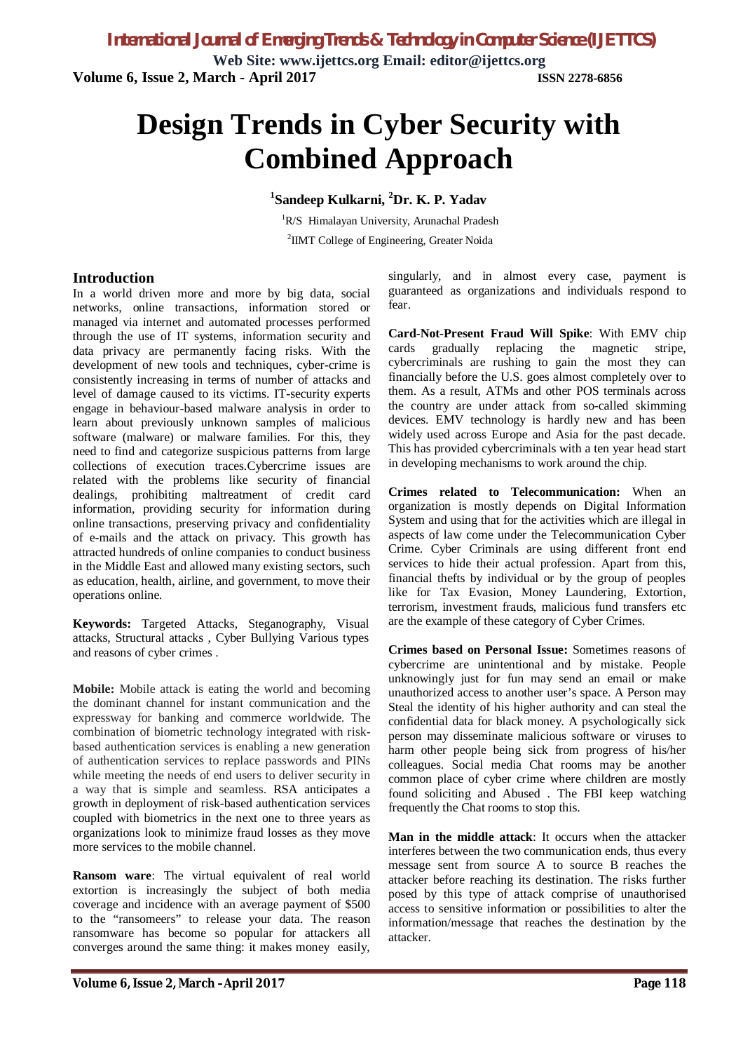# Design Trends in Cyber Security with Combined Approach

[1]Sandeep Kulkarni, [2]Dr. K. P. Yadav

[1]R/S Himalayan University, Arunachal Pradesh

[2]IIMT College of Engineering, Greater Noida

## Introduction

In a world driven more and more by big data, social networks, online transactions, information stored or managed via internet and automated processes performed through the use of IT systems, information security and data privacy are permanently facing risks. With the development of new tools and techniques, cyber-crime is consistently increasing in terms of number of attacks and level of damage caused to its victims. IT-security experts engage in behaviour-based malware analysis in order to learn about previously unknown samples of malicious software (malware) or malware families. For this, they need to find and categorize suspicious patterns from large collections of execution traces.Cybercrime issues are related with the problems like security of financial dealings, prohibiting maltreatment of credit card information, providing security for information during online transactions, preserving privacy and confidentiality of e-mails and the attack on privacy. This growth has attracted hundreds of online companies to conduct business in the Middle East and allowed many existing sectors, such as education, health, airline, and government, to move their operations online.

**Keywords:** Targeted Attacks, Steganography, Visual attacks, Structural attacks , Cyber Bullying Various types and reasons of cyber crimes .

**Mobile:** Mobile attack is eating the world and becoming the dominant channel for instant communication and the expressway for banking and commerce worldwide. The combination of biometric technology integrated with risk-based authentication services is enabling a new generation of authentication services to replace passwords and PINs while meeting the needs of end users to deliver security in a way that is simple and seamless. RSA anticipates a growth in deployment of risk-based authentication services coupled with biometrics in the next one to three years as organizations look to minimize fraud losses as they move more services to the mobile channel.

**Ransom ware**: The virtual equivalent of real world extortion is increasingly the subject of both media coverage and incidence with an average payment of $500 to the "ransomeers" to release your data. The reason ransomware has become so popular for attackers all converges around the same thing: it makes money easily, singularly, and in almost every case, payment is guaranteed as organizations and individuals respond to fear.

**Card-Not-Present Fraud Will Spike**: With EMV chip cards gradually replacing the magnetic stripe, cybercriminals are rushing to gain the most they can financially before the U.S. goes almost completely over to them. As a result, ATMs and other POS terminals across the country are under attack from so-called skimming devices. EMV technology is hardly new and has been widely used across Europe and Asia for the past decade. This has provided cybercriminals with a ten year head start in developing mechanisms to work around the chip.

**Crimes related to Telecommunication:** When an organization is mostly depends on Digital Information System and using that for the activities which are illegal in aspects of law come under the Telecommunication Cyber Crime. Cyber Criminals are using different front end services to hide their actual profession. Apart from this, financial thefts by individual or by the group of peoples like for Tax Evasion, Money Laundering, Extortion, terrorism, investment frauds, malicious fund transfers etc are the example of these category of Cyber Crimes.

**Crimes based on Personal Issue:** Sometimes reasons of cybercrime are unintentional and by mistake. People unknowingly just for fun may send an email or make unauthorized access to another user's space. A Person may Steal the identity of his higher authority and can steal the confidential data for black money. A psychologically sick person may disseminate malicious software or viruses to harm other people being sick from progress of his/her colleagues. Social media Chat rooms may be another common place of cyber crime where children are mostly found soliciting and Abused . The FBI keep watching frequently the Chat rooms to stop this.

**Man in the middle attack**: It occurs when the attacker interferes between the two communication ends, thus every message sent from source A to source B reaches the attacker before reaching its destination. The risks further posed by this type of attack comprise of unauthorised access to sensitive information or possibilities to alter the information/message that reaches the destination by the attacker.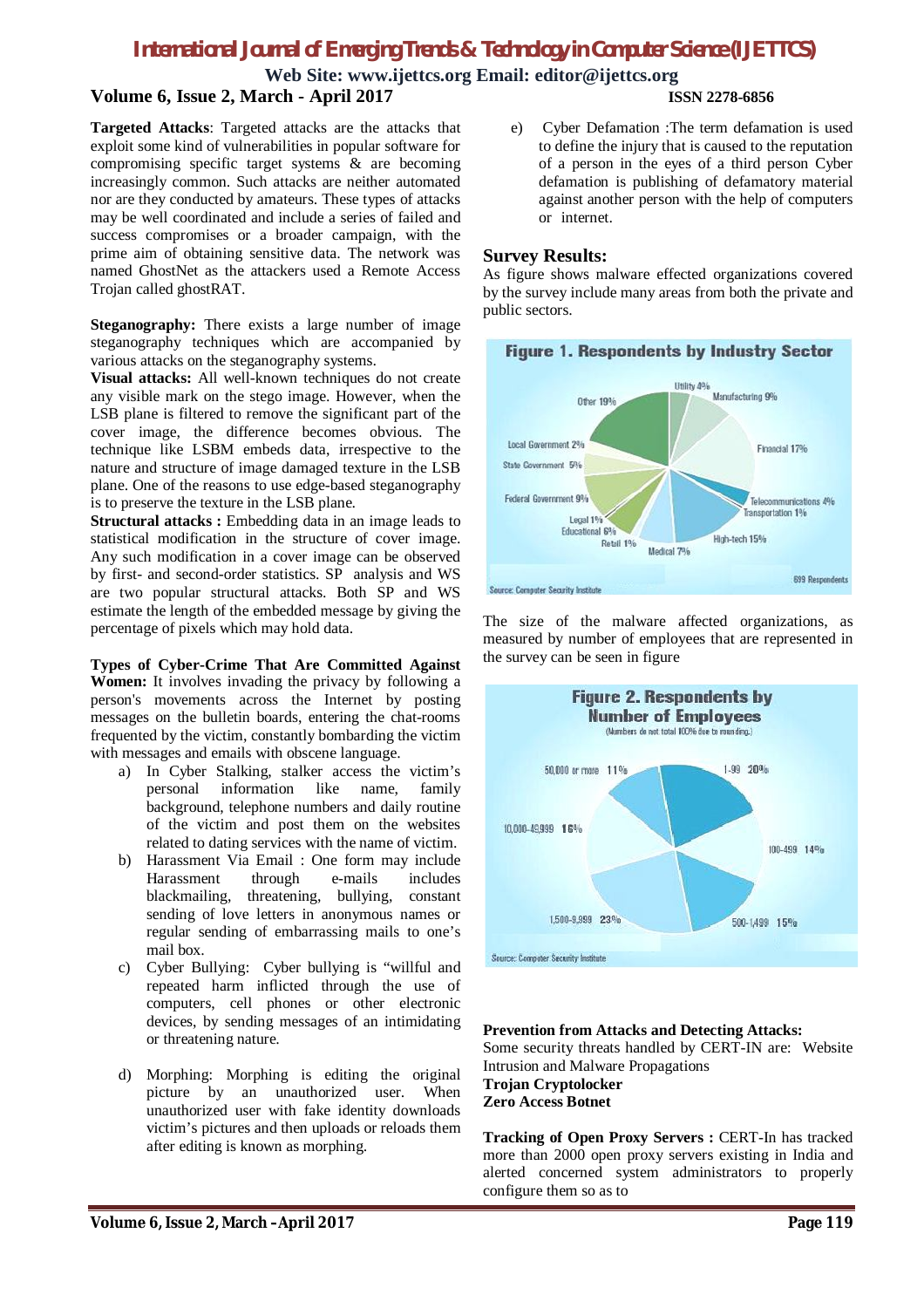**Targeted Attacks**: Targeted attacks are the attacks that exploit some kind of vulnerabilities in popular software for compromising specific target systems & are becoming increasingly common. Such attacks are neither automated nor are they conducted by amateurs. These types of attacks may be well coordinated and include a series of failed and success compromises or a broader campaign, with the prime aim of obtaining sensitive data. The network was named GhostNet as the attackers used a Remote Access Trojan called ghostRAT.

**Steganography:** There exists a large number of image steganography techniques which are accompanied by various attacks on the steganography systems.

**Visual attacks:** All well-known techniques do not create any visible mark on the stego image. However, when the LSB plane is filtered to remove the significant part of the cover image, the difference becomes obvious. The technique like LSBM embeds data, irrespective to the nature and structure of image damaged texture in the LSB plane. One of the reasons to use edge-based steganography is to preserve the texture in the LSB plane.

**Structural attacks :** Embedding data in an image leads to statistical modification in the structure of cover image. Any such modification in a cover image can be observed by first- and second-order statistics. SP analysis and WS are two popular structural attacks. Both SP and WS estimate the length of the embedded message by giving the percentage of pixels which may hold data.

**Types of Cyber-Crime That Are Committed Against Women:** It involves invading the privacy by following a person's movements across the Internet by posting messages on the bulletin boards, entering the chat-rooms frequented by the victim, constantly bombarding the victim with messages and emails with obscene language.

a) In Cyber Stalking, stalker access the victim's personal information like name, family background, telephone numbers and daily routine of the victim and post them on the websites related to dating services with the name of victim.

b) Harassment Via Email : One form may include Harassment through e-mails includes blackmailing, threatening, bullying, constant sending of love letters in anonymous names or regular sending of embarrassing mails to one's mail box.

c) Cyber Bullying: Cyber bullying is "willful and repeated harm inflicted through the use of computers, cell phones or other electronic devices, by sending messages of an intimidating or threatening nature.

d) Morphing: Morphing is editing the original picture by an unauthorized user. When unauthorized user with fake identity downloads victim's pictures and then uploads or reloads them after editing is known as morphing.

e) Cyber Defamation :The term defamation is used to define the injury that is caused to the reputation of a person in the eyes of a third person Cyber defamation is publishing of defamatory material against another person with the help of computers or internet.

## Survey Results:

As figure shows malware effected organizations covered by the survey include many areas from both the private and public sectors.

**Figure 1. Respondents by Industry Sector**

| Sector | Percentage |
|---|---|
| Utility | 4% |
| Manufacturing | 9% |
| Financial | 17% |
| Telecommunications | 4% |
| Transportation | 1% |
| High-tech | 15% |
| Medical | 7% |
| Retail | 1% |
| Educational | 6% |
| Legal | 1% |
| Federal Government | 9% |
| State Government | 5% |
| Local Government | 2% |
| Other | 19% |

699 Respondents

Source: Computer Security Institute

The size of the malware affected organizations, as measured by number of employees that are represented in the survey can be seen in figure

**Figure 2. Respondents by Number of Employees**

(Numbers do not total 100% due to rounding.)

| Number of Employees | Percentage |
|---|---|
| 1-99 | 20% |
| 100-499 | 14% |
| 500-1,499 | 15% |
| 1,500-9,999 | 23% |
| 10,000-49,999 | 16% |
| 50,000 or more | 11% |

Source: Computer Security Institute

**Prevention from Attacks and Detecting Attacks:**

Some security threats handled by CERT-IN are: Website Intrusion and Malware Propagations

**Trojan Cryptolocker**

**Zero Access Botnet**

**Tracking of Open Proxy Servers :** CERT-In has tracked more than 2000 open proxy servers existing in India and alerted concerned system administrators to properly configure them so as to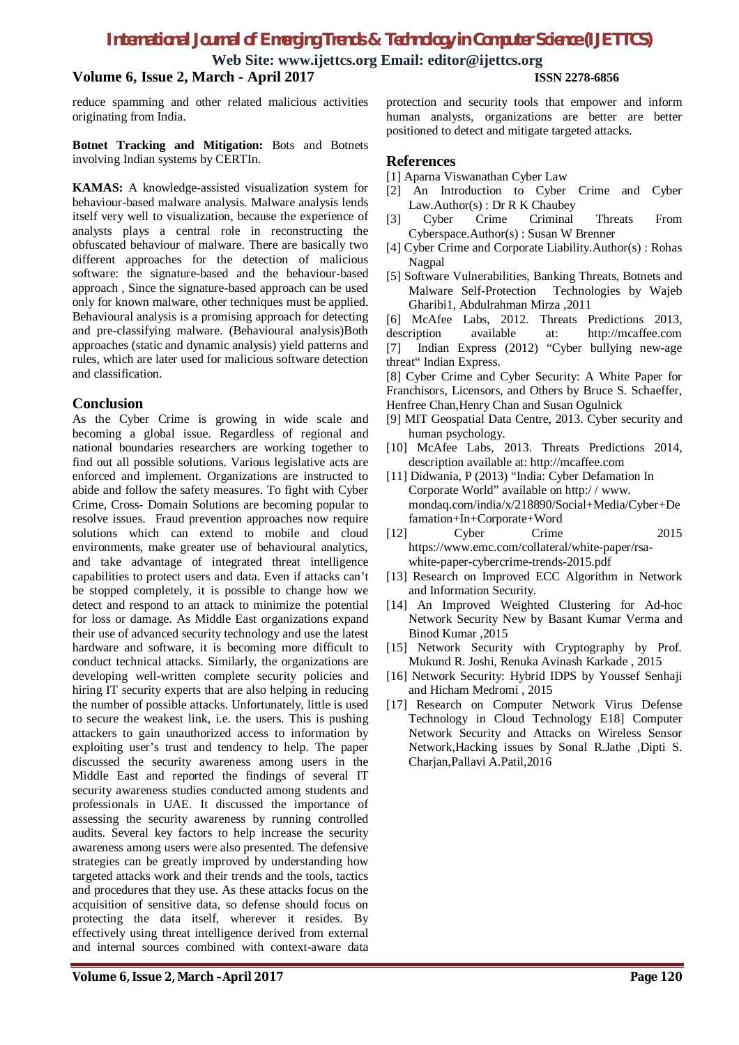reduce spamming and other related malicious activities originating from India.

**Botnet Tracking and Mitigation:** Bots and Botnets involving Indian systems by CERTIn.

**KAMAS:** A knowledge-assisted visualization system for behaviour-based malware analysis. Malware analysis lends itself very well to visualization, because the experience of analysts plays a central role in reconstructing the obfuscated behaviour of malware. There are basically two different approaches for the detection of malicious software: the signature-based and the behaviour-based approach , Since the signature-based approach can be used only for known malware, other techniques must be applied. Behavioural analysis is a promising approach for detecting and pre-classifying malware. (Behavioural analysis)Both approaches (static and dynamic analysis) yield patterns and rules, which are later used for malicious software detection and classification.

## Conclusion

As the Cyber Crime is growing in wide scale and becoming a global issue. Regardless of regional and national boundaries researchers are working together to find out all possible solutions. Various legislative acts are enforced and implement. Organizations are instructed to abide and follow the safety measures. To fight with Cyber Crime, Cross- Domain Solutions are becoming popular to resolve issues. Fraud prevention approaches now require solutions which can extend to mobile and cloud environments, make greater use of behavioural analytics, and take advantage of integrated threat intelligence capabilities to protect users and data. Even if attacks can't be stopped completely, it is possible to change how we detect and respond to an attack to minimize the potential for loss or damage. As Middle East organizations expand their use of advanced security technology and use the latest hardware and software, it is becoming more difficult to conduct technical attacks. Similarly, the organizations are developing well-written complete security policies and hiring IT security experts that are also helping in reducing the number of possible attacks. Unfortunately, little is used to secure the weakest link, i.e. the users. This is pushing attackers to gain unauthorized access to information by exploiting user's trust and tendency to help. The paper discussed the security awareness among users in the Middle East and reported the findings of several IT security awareness studies conducted among students and professionals in UAE. It discussed the importance of assessing the security awareness by running controlled audits. Several key factors to help increase the security awareness among users were also presented. The defensive strategies can be greatly improved by understanding how targeted attacks work and their trends and the tools, tactics and procedures that they use. As these attacks focus on the acquisition of sensitive data, so defense should focus on protecting the data itself, wherever it resides. By effectively using threat intelligence derived from external and internal sources combined with context-aware data protection and security tools that empower and inform human analysts, organizations are better are better positioned to detect and mitigate targeted attacks.

## References

[1] Aparna Viswanathan Cyber Law

[2] An Introduction to Cyber Crime and Cyber Law.Author(s) : Dr R K Chaubey

[3] Cyber Crime Criminal Threats From Cyberspace.Author(s) : Susan W Brenner

[4] Cyber Crime and Corporate Liability.Author(s) : Rohas Nagpal

[5] Software Vulnerabilities, Banking Threats, Botnets and Malware Self-Protection Technologies by Wajeb Gharibi1, Abdulrahman Mirza ,2011

[6] McAfee Labs, 2012. Threats Predictions 2013, description available at: http://mcaffee.com

[7] Indian Express (2012) "Cyber bullying new-age threat" Indian Express.

[8] Cyber Crime and Cyber Security: A White Paper for Franchisors, Licensors, and Others by Bruce S. Schaeffer, Henfree Chan,Henry Chan and Susan Ogulnick

[9] MIT Geospatial Data Centre, 2013. Cyber security and human psychology.

[10] McAfee Labs, 2013. Threats Predictions 2014, description available at: http://mcaffee.com

[11] Didwania, P (2013) "India: Cyber Defamation In Corporate World" available on http:/ / www. mondaq.com/india/x/218890/Social+Media/Cyber+Defamation+In+Corporate+Word

[12] Cyber Crime 2015 https://www.emc.com/collateral/white-paper/rsa-white-paper-cybercrime-trends-2015.pdf

[13] Research on Improved ECC Algorithm in Network and Information Security.

[14] An Improved Weighted Clustering for Ad-hoc Network Security New by Basant Kumar Verma and Binod Kumar ,2015

[15] Network Security with Cryptography by Prof. Mukund R. Joshi, Renuka Avinash Karkade , 2015

[16] Network Security: Hybrid IDPS by Youssef Senhaji and Hicham Medromi , 2015

[17] Research on Computer Network Virus Defense Technology in Cloud Technology E18] Computer Network Security and Attacks on Wireless Sensor Network,Hacking issues by Sonal R.Jathe ,Dipti S. Charjan,Pallavi A.Patil,2016